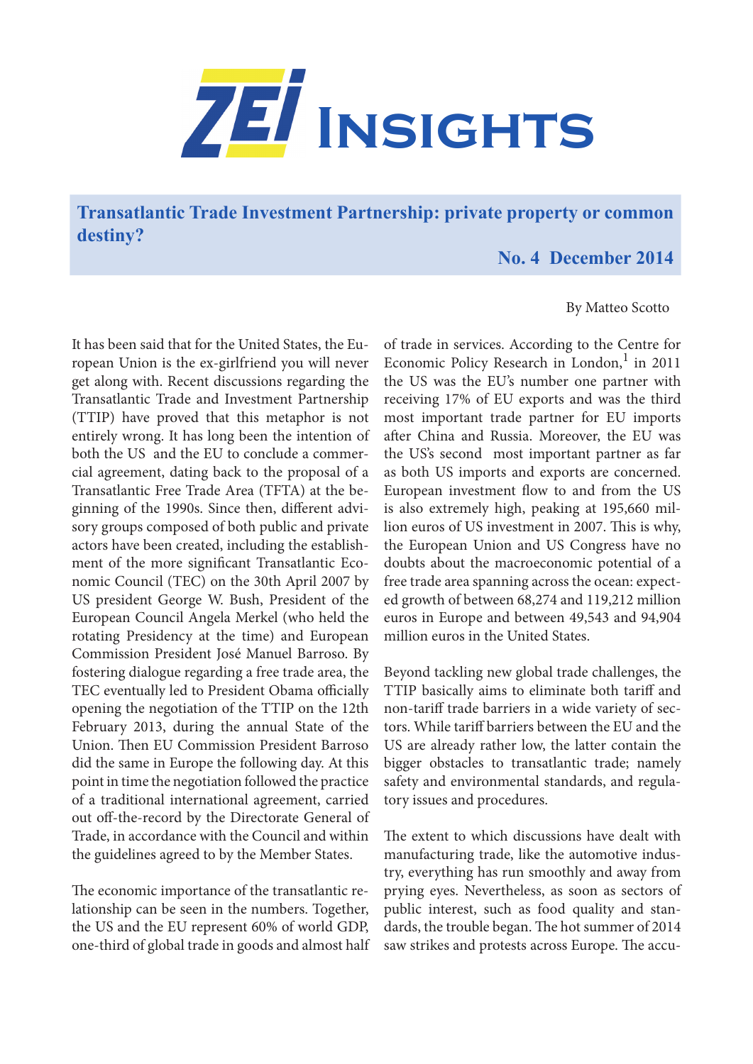# ZEI Insights

## Transatlantic Trade Investment Partnership: private property or common destiny?

**No. 4 December 2014**

By Matteo Scotto

It has been said that for the United States, the European Union is the ex-girlfriend you will never get along with. Recent discussions regarding the Transatlantic Trade and Investment Partnership (TTIP) have proved that this metaphor is not entirely wrong. It has long been the intention of both the US and the EU to conclude a commercial agreement, dating back to the proposal of a Transatlantic Free Trade Area (TFTA) at the beginning of the 1990s. Since then, different advisory groups composed of both public and private actors have been created, including the establishment of the more significant Transatlantic Economic Council (TEC) on the 30th April 2007 by US president George W. Bush, President of the European Council Angela Merkel (who held the rotating Presidency at the time) and European Commission President José Manuel Barroso. By fostering dialogue regarding a free trade area, the TEC eventually led to President Obama officially opening the negotiation of the TTIP on the 12th February 2013, during the annual State of the Union. Then EU Commission President Barroso did the same in Europe the following day. At this point in time the negotiation followed the practice of a traditional international agreement, carried out off-the-record by the Directorate General of Trade, in accordance with the Council and within the guidelines agreed to by the Member States.

The economic importance of the transatlantic relationship can be seen in the numbers. Together, the US and the EU represent 60% of world GDP, one-third of global trade in goods and almost half of trade in services. According to the Centre for Economic Policy Research in London,[1] in 2011 the US was the EU's number one partner with receiving 17% of EU exports and was the third most important trade partner for EU imports after China and Russia. Moreover, the EU was the US's second most important partner as far as both US imports and exports are concerned. European investment flow to and from the US is also extremely high, peaking at 195,660 million euros of US investment in 2007. This is why, the European Union and US Congress have no doubts about the macroeconomic potential of a free trade area spanning across the ocean: expected growth of between 68,274 and 119,212 million euros in Europe and between 49,543 and 94,904 million euros in the United States.

Beyond tackling new global trade challenges, the TTIP basically aims to eliminate both tariff and non-tariff trade barriers in a wide variety of sectors. While tariff barriers between the EU and the US are already rather low, the latter contain the bigger obstacles to transatlantic trade; namely safety and environmental standards, and regulatory issues and procedures.

The extent to which discussions have dealt with manufacturing trade, like the automotive industry, everything has run smoothly and away from prying eyes. Nevertheless, as soon as sectors of public interest, such as food quality and standards, the trouble began. The hot summer of 2014 saw strikes and protests across Europe. The accu-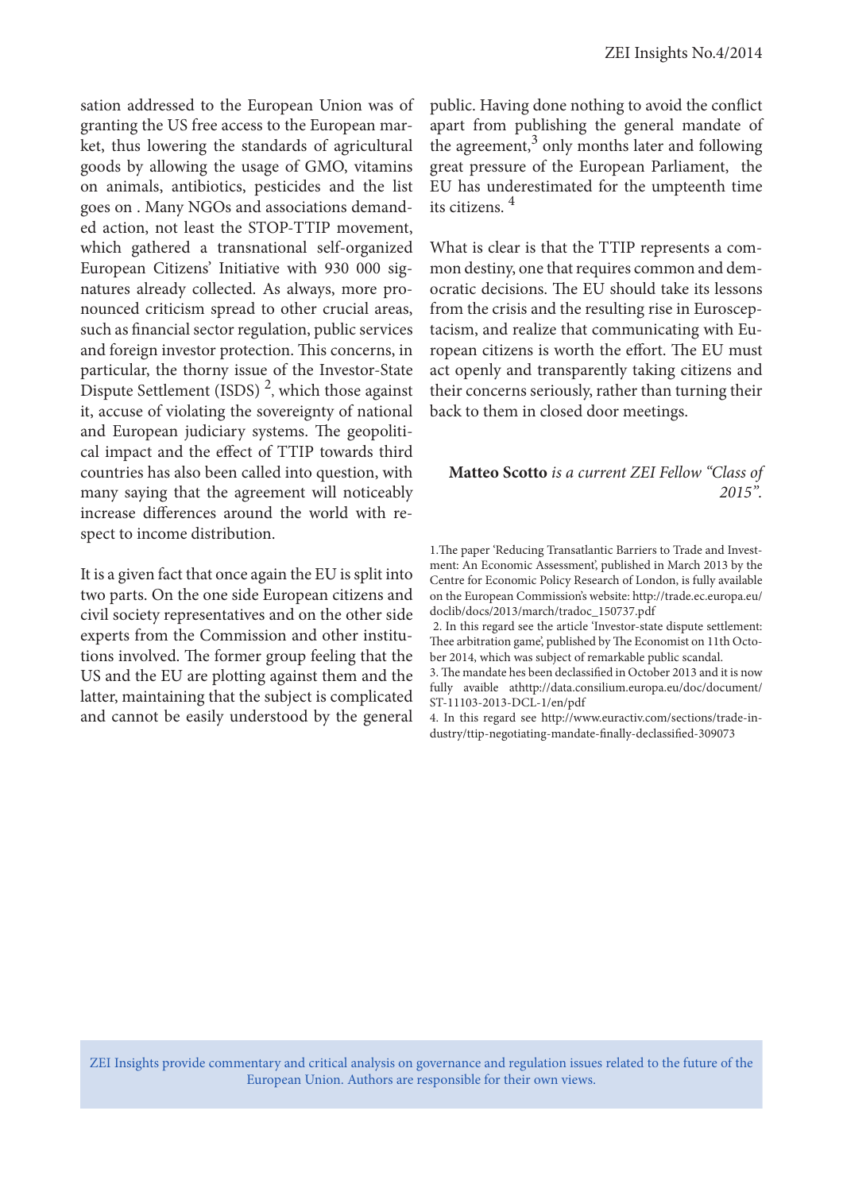sation addressed to the European Union was of granting the US free access to the European market, thus lowering the standards of agricultural goods by allowing the usage of GMO, vitamins on animals, antibiotics, pesticides and the list goes on . Many NGOs and associations demanded action, not least the STOP-TTIP movement, which gathered a transnational self-organized European Citizens' Initiative with 930 000 signatures already collected. As always, more pronounced criticism spread to other crucial areas, such as financial sector regulation, public services and foreign investor protection. This concerns, in particular, the thorny issue of the Investor-State Dispute Settlement (ISDS) [2], which those against it, accuse of violating the sovereignty of national and European judiciary systems. The geopolitical impact and the effect of TTIP towards third countries has also been called into question, with many saying that the agreement will noticeably increase differences around the world with respect to income distribution.

It is a given fact that once again the EU is split into two parts. On the one side European citizens and civil society representatives and on the other side experts from the Commission and other institutions involved. The former group feeling that the US and the EU are plotting against them and the latter, maintaining that the subject is complicated and cannot be easily understood by the general public. Having done nothing to avoid the conflict apart from publishing the general mandate of the agreement,[3] only months later and following great pressure of the European Parliament, the EU has underestimated for the umpteenth time its citizens. [4]

What is clear is that the TTIP represents a common destiny, one that requires common and democratic decisions. The EU should take its lessons from the crisis and the resulting rise in Euroscepticism, and realize that communicating with European citizens is worth the effort. The EU must act openly and transparently taking citizens and their concerns seriously, rather than turning their back to them in closed door meetings.

**Matteo Scotto** *is a current ZEI Fellow "Class of 2015".*

1.The paper 'Reducing Transatlantic Barriers to Trade and Investment: An Economic Assessment', published in March 2013 by the Centre for Economic Policy Research of London, is fully available on the European Commission's website: http://trade.ec.europa.eu/doclib/docs/2013/march/tradoc_150737.pdf

2. In this regard see the article 'Investor-state dispute settlement: Thee arbitration game', published by The Economist on 11th October 2014, which was subject of remarkable public scandal.

3. The mandate hes been declassified in October 2013 and it is now fully avaible athttp://data.consilium.europa.eu/doc/document/ST-11103-2013-DCL-1/en/pdf

4. In this regard see http://www.euractiv.com/sections/trade-industry/ttip-negotiating-mandate-finally-declassified-309073

ZEI Insights provide commentary and critical analysis on governance and regulation issues related to the future of the European Union. Authors are responsible for their own views.